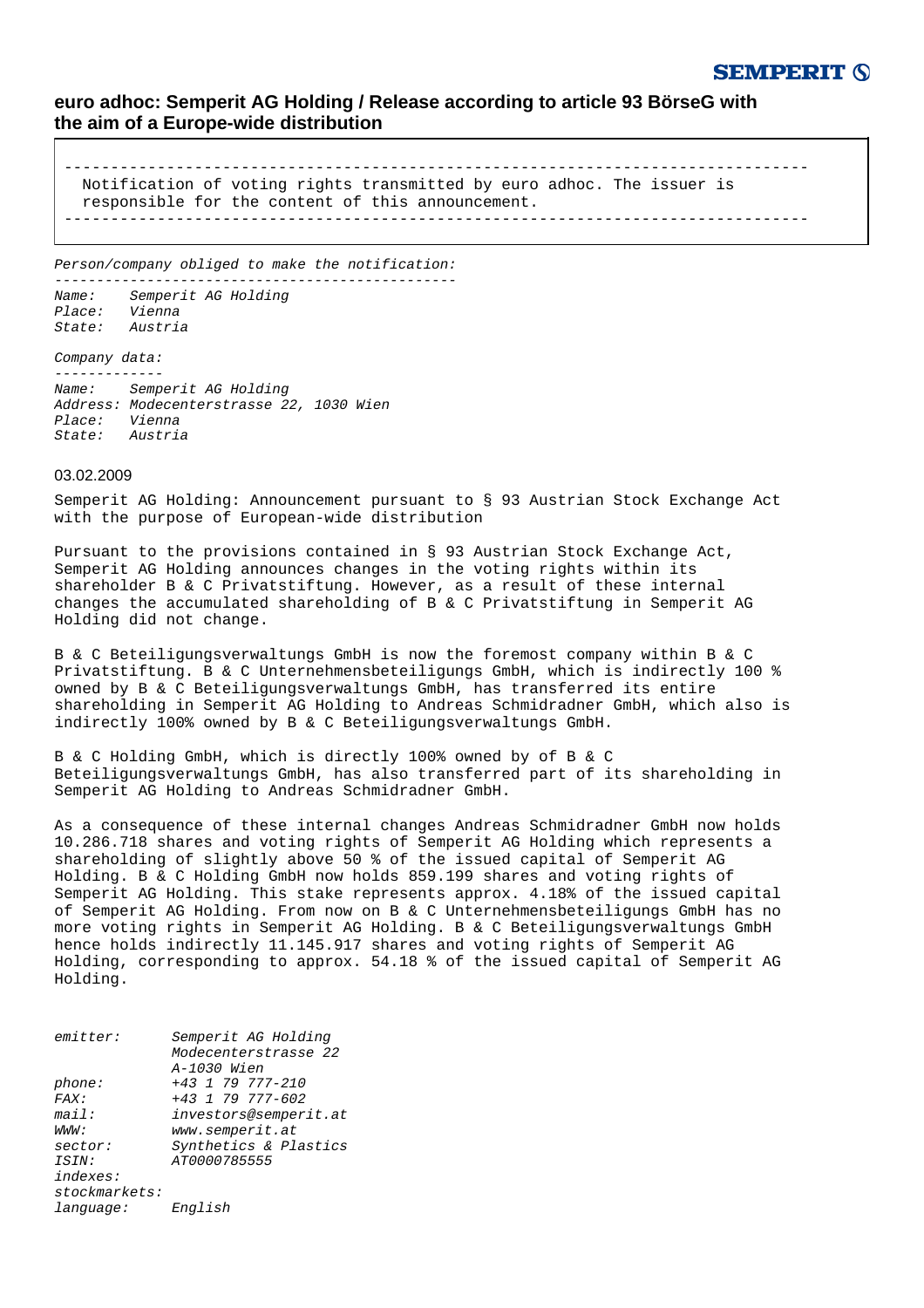**SEMPERIT**

# euro adhoc: Semperit AG Holding / Release according to article 93 BörseG with the aim of a Europe-wide distribution

---

Notification of voting rights transmitted by euro adhoc. The issuer is responsible for the content of this announcement.

---

*Person/company obliged to make the notification:*

*Name: Semperit AG Holding*
*Place: Vienna*
*State: Austria*

*Company data:*

*Name: Semperit AG Holding*
*Address: Modecenterstrasse 22, 1030 Wien*
*Place: Vienna*
*State: Austria*

03.02.2009

Semperit AG Holding: Announcement pursuant to § 93 Austrian Stock Exchange Act with the purpose of European-wide distribution

Pursuant to the provisions contained in § 93 Austrian Stock Exchange Act, Semperit AG Holding announces changes in the voting rights within its shareholder B & C Privatstiftung. However, as a result of these internal changes the accumulated shareholding of B & C Privatstiftung in Semperit AG Holding did not change.

B & C Beteiligungsverwaltungs GmbH is now the foremost company within B & C Privatstiftung. B & C Unternehmensbeteiligungs GmbH, which is indirectly 100 % owned by B & C Beteiligungsverwaltungs GmbH, has transferred its entire shareholding in Semperit AG Holding to Andreas Schmidradner GmbH, which also is indirectly 100% owned by B & C Beteiligungsverwaltungs GmbH.

B & C Holding GmbH, which is directly 100% owned by of B & C Beteiligungsverwaltungs GmbH, has also transferred part of its shareholding in Semperit AG Holding to Andreas Schmidradner GmbH.

As a consequence of these internal changes Andreas Schmidradner GmbH now holds 10.286.718 shares and voting rights of Semperit AG Holding which represents a shareholding of slightly above 50 % of the issued capital of Semperit AG Holding. B & C Holding GmbH now holds 859.199 shares and voting rights of Semperit AG Holding. This stake represents approx. 4.18% of the issued capital of Semperit AG Holding. From now on B & C Unternehmensbeteiligungs GmbH has no more voting rights in Semperit AG Holding. B & C Beteiligungsverwaltungs GmbH hence holds indirectly 11.145.917 shares and voting rights of Semperit AG Holding, corresponding to approx. 54.18 % of the issued capital of Semperit AG Holding.

| | |
|---|---|
| *emitter:* | *Semperit AG Holding*<br>*Modecenterstrasse 22*<br>*A-1030 Wien* |
| *phone:* | *+43 1 79 777-210* |
| *FAX:* | *+43 1 79 777-602* |
| *mail:* | *investors@semperit.at* |
| *WWW:* | *www.semperit.at* |
| *sector:* | *Synthetics & Plastics* |
| *ISIN:* | *AT0000785555* |
| *indexes:* | |
| *stockmarkets:* | |
| *language:* | *English* |